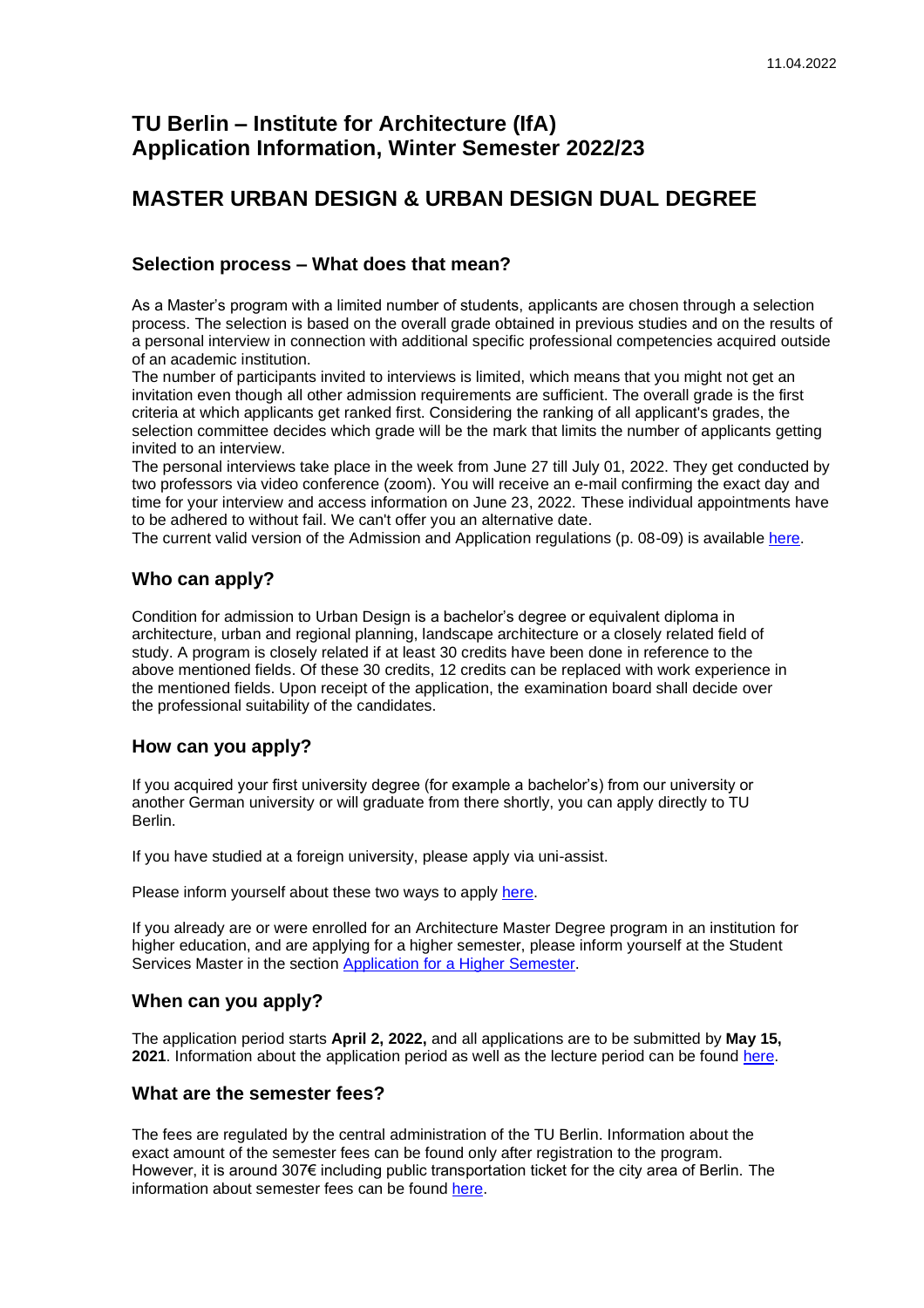11.04.2022

# TU Berlin – Institute for Architecture (IfA)
# Application Information, Winter Semester 2022/23

# MASTER URBAN DESIGN & URBAN DESIGN DUAL DEGREE

## Selection process – What does that mean?

As a Master's program with a limited number of students, applicants are chosen through a selection process. The selection is based on the overall grade obtained in previous studies and on the results of a personal interview in connection with additional specific professional competencies acquired outside of an academic institution.
The number of participants invited to interviews is limited, which means that you might not get an invitation even though all other admission requirements are sufficient. The overall grade is the first criteria at which applicants get ranked first. Considering the ranking of all applicant's grades, the selection committee decides which grade will be the mark that limits the number of applicants getting invited to an interview.
The personal interviews take place in the week from June 27 till July 01, 2022. They get conducted by two professors via video conference (zoom). You will receive an e-mail confirming the exact day and time for your interview and access information on June 23, 2022. These individual appointments have to be adhered to without fail. We can't offer you an alternative date.
The current valid version of the Admission and Application regulations (p. 08-09) is available here.

## Who can apply?

Condition for admission to Urban Design is a bachelor's degree or equivalent diploma in architecture, urban and regional planning, landscape architecture or a closely related field of study. A program is closely related if at least 30 credits have been done in reference to the above mentioned fields. Of these 30 credits, 12 credits can be replaced with work experience in the mentioned fields. Upon receipt of the application, the examination board shall decide over the professional suitability of the candidates.

## How can you apply?

If you acquired your first university degree (for example a bachelor's) from our university or another German university or will graduate from there shortly, you can apply directly to TU Berlin.

If you have studied at a foreign university, please apply via uni-assist.

Please inform yourself about these two ways to apply here.

If you already are or were enrolled for an Architecture Master Degree program in an institution for higher education, and are applying for a higher semester, please inform yourself at the Student Services Master in the section Application for a Higher Semester.

## When can you apply?

The application period starts **April 2, 2022,** and all applications are to be submitted by **May 15, 2021**. Information about the application period as well as the lecture period can be found here.

## What are the semester fees?

The fees are regulated by the central administration of the TU Berlin. Information about the exact amount of the semester fees can be found only after registration to the program. However, it is around 307€ including public transportation ticket for the city area of Berlin. The information about semester fees can be found here.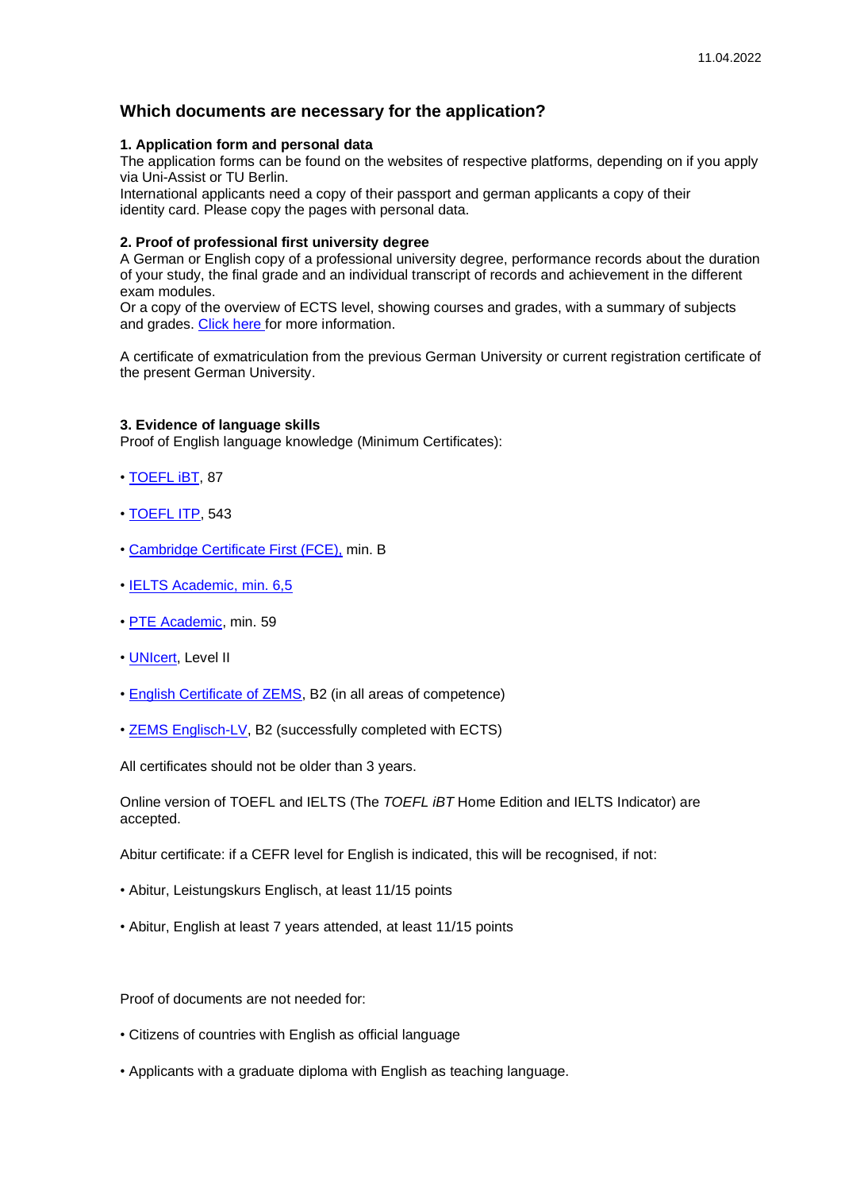11.04.2022

## Which documents are necessary for the application?

**1. Application form and personal data**

The application forms can be found on the websites of respective platforms, depending on if you apply via Uni-Assist or TU Berlin.

International applicants need a copy of their passport and german applicants a copy of their identity card. Please copy the pages with personal data.

**2. Proof of professional first university degree**

A German or English copy of a professional university degree, performance records about the duration of your study, the final grade and an individual transcript of records and achievement in the different exam modules.

Or a copy of the overview of ECTS level, showing courses and grades, with a summary of subjects and grades. Click here for more information.

A certificate of exmatriculation from the previous German University or current registration certificate of the present German University.

**3. Evidence of language skills**

Proof of English language knowledge (Minimum Certificates):

- TOEFL iBT, 87
- TOEFL ITP, 543
- Cambridge Certificate First (FCE), min. B
- IELTS Academic, min. 6,5
- PTE Academic, min. 59
- UNIcert, Level II
- English Certificate of ZEMS, B2 (in all areas of competence)
- ZEMS Englisch-LV, B2 (successfully completed with ECTS)

All certificates should not be older than 3 years.

Online version of TOEFL and IELTS (The *TOEFL iBT* Home Edition and IELTS Indicator) are accepted.

Abitur certificate: if a CEFR level for English is indicated, this will be recognised, if not:

- Abitur, Leistungskurs Englisch, at least 11/15 points
- Abitur, English at least 7 years attended, at least 11/15 points

Proof of documents are not needed for:

- Citizens of countries with English as official language
- Applicants with a graduate diploma with English as teaching language.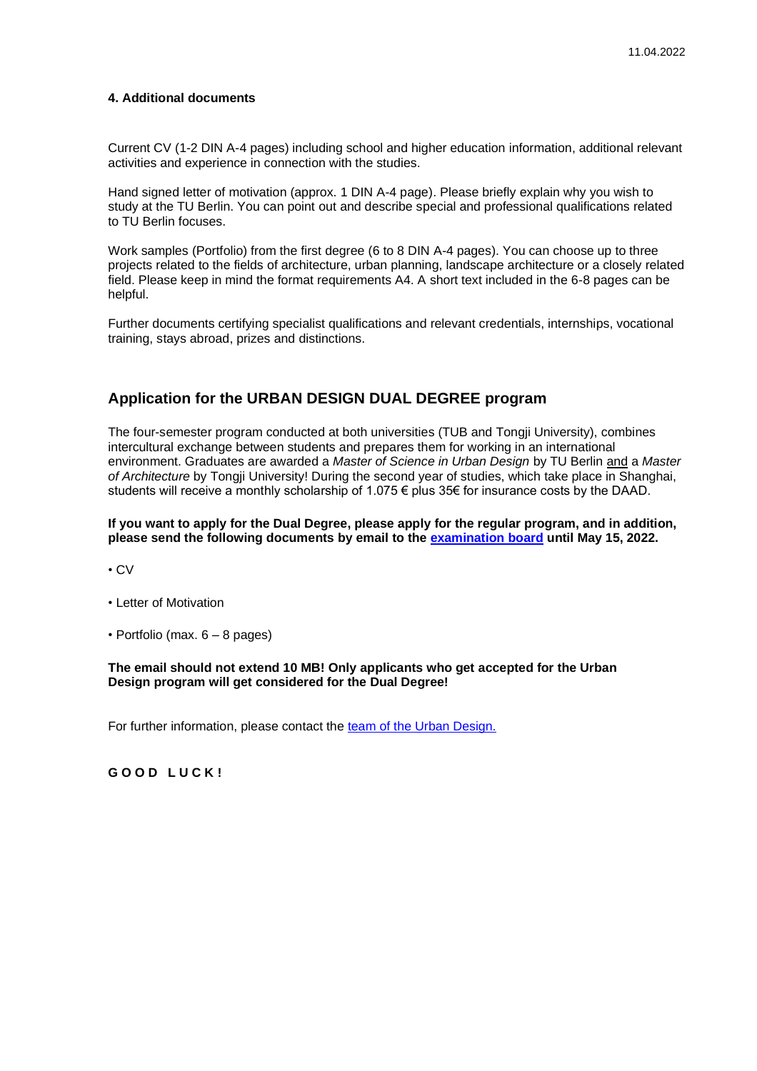### 4. Additional documents

Current CV (1-2 DIN A-4 pages) including school and higher education information, additional relevant activities and experience in connection with the studies.

Hand signed letter of motivation (approx. 1 DIN A-4 page). Please briefly explain why you wish to study at the TU Berlin. You can point out and describe special and professional qualifications related to TU Berlin focuses.

Work samples (Portfolio) from the first degree (6 to 8 DIN A-4 pages). You can choose up to three projects related to the fields of architecture, urban planning, landscape architecture or a closely related field. Please keep in mind the format requirements A4. A short text included in the 6-8 pages can be helpful.

Further documents certifying specialist qualifications and relevant credentials, internships, vocational training, stays abroad, prizes and distinctions.

## Application for the URBAN DESIGN DUAL DEGREE program

The four-semester program conducted at both universities (TUB and Tongji University), combines intercultural exchange between students and prepares them for working in an international environment. Graduates are awarded a *Master of Science in Urban Design* by TU Berlin and a *Master of Architecture* by Tongji University! During the second year of studies, which take place in Shanghai, students will receive a monthly scholarship of 1.075 € plus 35€ for insurance costs by the DAAD.

**If you want to apply for the Dual Degree, please apply for the regular program, and in addition, please send the following documents by email to the examination board until May 15, 2022.**

- CV
- Letter of Motivation
- Portfolio (max. 6 – 8 pages)

**The email should not extend 10 MB! Only applicants who get accepted for the Urban Design program will get considered for the Dual Degree!**

For further information, please contact the team of the Urban Design.

**G O O D L U C K !**